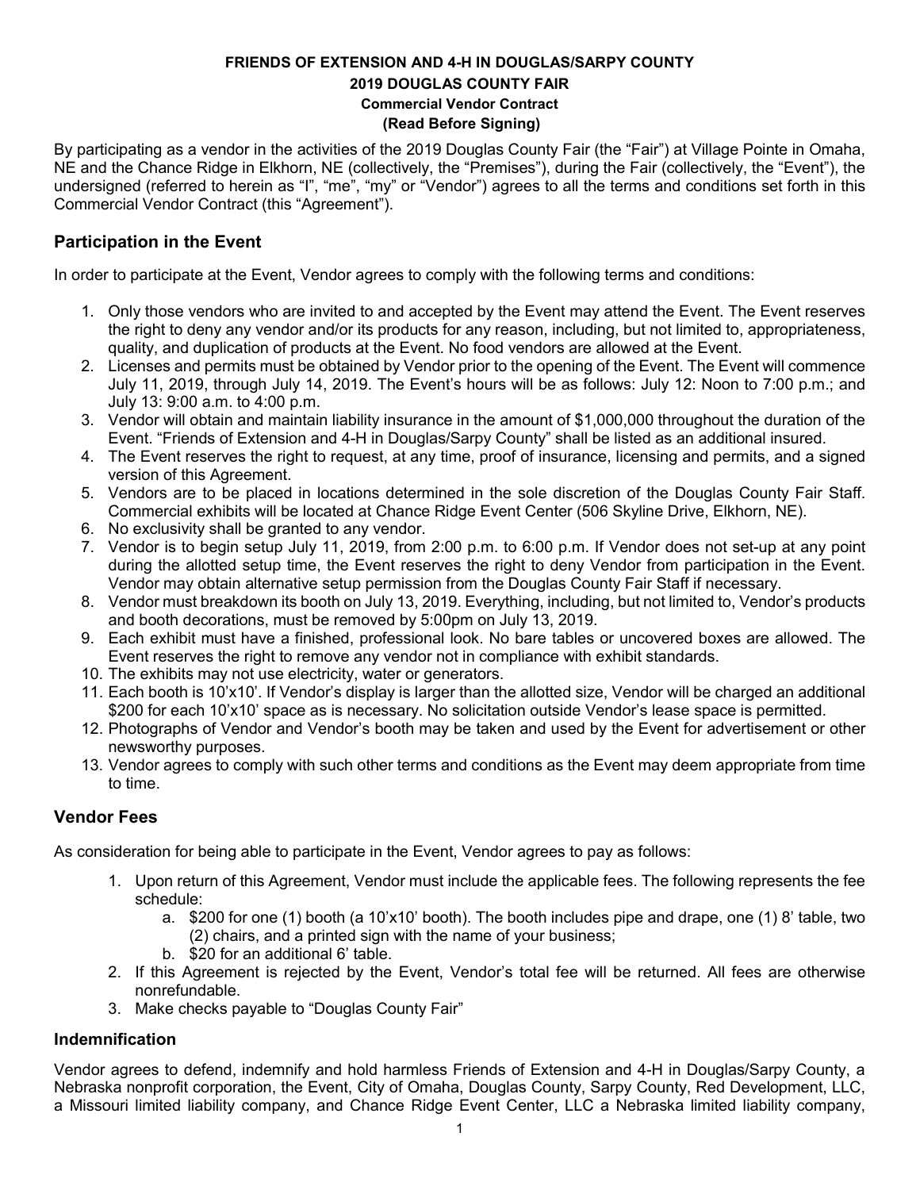**FRIENDS OF EXTENSION AND 4-H IN DOUGLAS/SARPY COUNTY**
**2019 DOUGLAS COUNTY FAIR**
**Commercial Vendor Contract**
**(Read Before Signing)**

By participating as a vendor in the activities of the 2019 Douglas County Fair (the "Fair") at Village Pointe in Omaha, NE and the Chance Ridge in Elkhorn, NE (collectively, the "Premises"), during the Fair (collectively, the "Event"), the undersigned (referred to herein as "I", "me", "my" or "Vendor") agrees to all the terms and conditions set forth in this Commercial Vendor Contract (this "Agreement").

## Participation in the Event

In order to participate at the Event, Vendor agrees to comply with the following terms and conditions:

1. Only those vendors who are invited to and accepted by the Event may attend the Event. The Event reserves the right to deny any vendor and/or its products for any reason, including, but not limited to, appropriateness, quality, and duplication of products at the Event. No food vendors are allowed at the Event.
2. Licenses and permits must be obtained by Vendor prior to the opening of the Event. The Event will commence July 11, 2019, through July 14, 2019. The Event's hours will be as follows: July 12: Noon to 7:00 p.m.; and July 13: 9:00 a.m. to 4:00 p.m.
3. Vendor will obtain and maintain liability insurance in the amount of $1,000,000 throughout the duration of the Event. "Friends of Extension and 4-H in Douglas/Sarpy County" shall be listed as an additional insured.
4. The Event reserves the right to request, at any time, proof of insurance, licensing and permits, and a signed version of this Agreement.
5. Vendors are to be placed in locations determined in the sole discretion of the Douglas County Fair Staff. Commercial exhibits will be located at Chance Ridge Event Center (506 Skyline Drive, Elkhorn, NE).
6. No exclusivity shall be granted to any vendor.
7. Vendor is to begin setup July 11, 2019, from 2:00 p.m. to 6:00 p.m. If Vendor does not set-up at any point during the allotted setup time, the Event reserves the right to deny Vendor from participation in the Event. Vendor may obtain alternative setup permission from the Douglas County Fair Staff if necessary.
8. Vendor must breakdown its booth on July 13, 2019. Everything, including, but not limited to, Vendor's products and booth decorations, must be removed by 5:00pm on July 13, 2019.
9. Each exhibit must have a finished, professional look. No bare tables or uncovered boxes are allowed. The Event reserves the right to remove any vendor not in compliance with exhibit standards.
10. The exhibits may not use electricity, water or generators.
11. Each booth is 10'x10'. If Vendor's display is larger than the allotted size, Vendor will be charged an additional $200 for each 10'x10' space as is necessary. No solicitation outside Vendor's lease space is permitted.
12. Photographs of Vendor and Vendor's booth may be taken and used by the Event for advertisement or other newsworthy purposes.
13. Vendor agrees to comply with such other terms and conditions as the Event may deem appropriate from time to time.

## Vendor Fees

As consideration for being able to participate in the Event, Vendor agrees to pay as follows:

1. Upon return of this Agreement, Vendor must include the applicable fees. The following represents the fee schedule:
   a. $200 for one (1) booth (a 10'x10' booth). The booth includes pipe and drape, one (1) 8' table, two (2) chairs, and a printed sign with the name of your business;
   b. $20 for an additional 6' table.
2. If this Agreement is rejected by the Event, Vendor's total fee will be returned. All fees are otherwise nonrefundable.
3. Make checks payable to "Douglas County Fair"

## Indemnification

Vendor agrees to defend, indemnify and hold harmless Friends of Extension and 4-H in Douglas/Sarpy County, a Nebraska nonprofit corporation, the Event, City of Omaha, Douglas County, Sarpy County, Red Development, LLC, a Missouri limited liability company, and Chance Ridge Event Center, LLC a Nebraska limited liability company,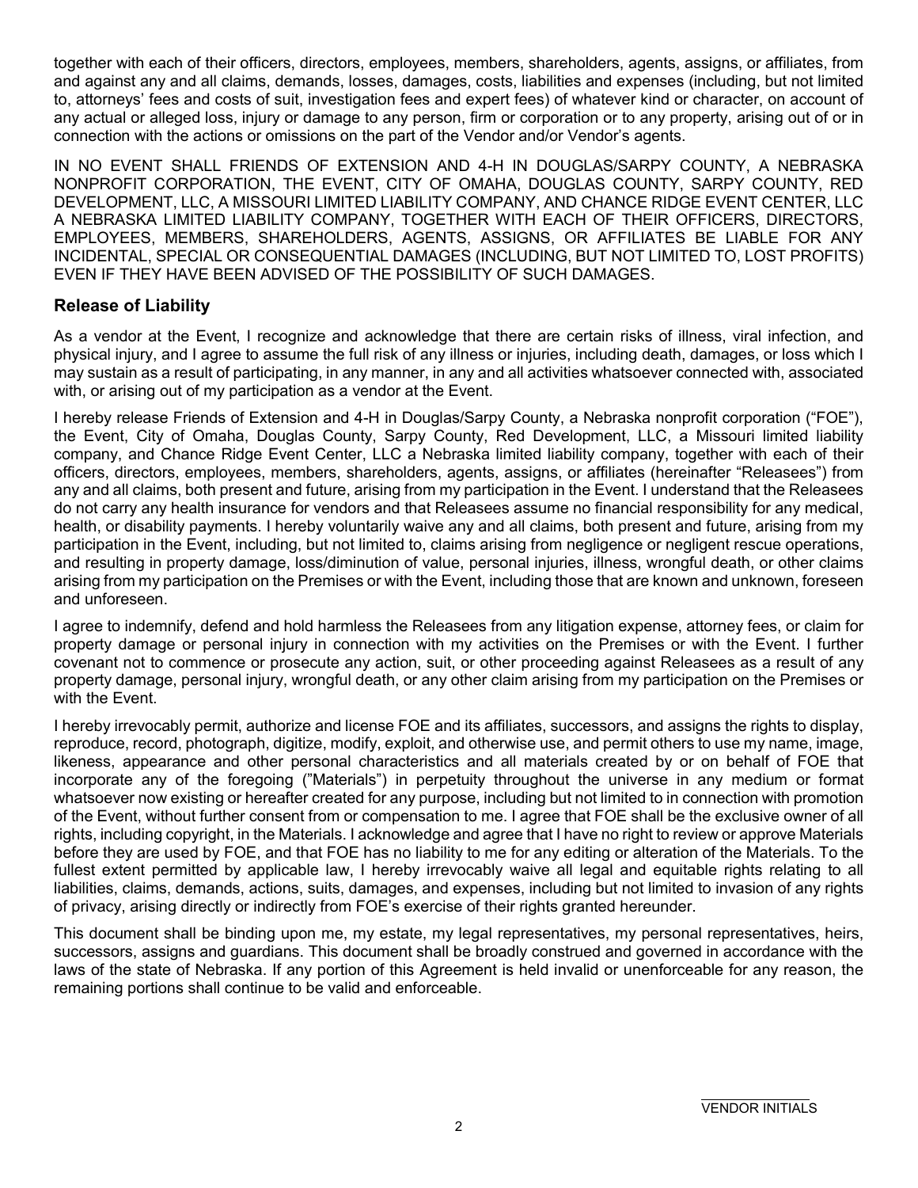together with each of their officers, directors, employees, members, shareholders, agents, assigns, or affiliates, from and against any and all claims, demands, losses, damages, costs, liabilities and expenses (including, but not limited to, attorneys' fees and costs of suit, investigation fees and expert fees) of whatever kind or character, on account of any actual or alleged loss, injury or damage to any person, firm or corporation or to any property, arising out of or in connection with the actions or omissions on the part of the Vendor and/or Vendor's agents.

IN NO EVENT SHALL FRIENDS OF EXTENSION AND 4-H IN DOUGLAS/SARPY COUNTY, A NEBRASKA NONPROFIT CORPORATION, THE EVENT, CITY OF OMAHA, DOUGLAS COUNTY, SARPY COUNTY, RED DEVELOPMENT, LLC, A MISSOURI LIMITED LIABILITY COMPANY, AND CHANCE RIDGE EVENT CENTER, LLC A NEBRASKA LIMITED LIABILITY COMPANY, TOGETHER WITH EACH OF THEIR OFFICERS, DIRECTORS, EMPLOYEES, MEMBERS, SHAREHOLDERS, AGENTS, ASSIGNS, OR AFFILIATES BE LIABLE FOR ANY INCIDENTAL, SPECIAL OR CONSEQUENTIAL DAMAGES (INCLUDING, BUT NOT LIMITED TO, LOST PROFITS) EVEN IF THEY HAVE BEEN ADVISED OF THE POSSIBILITY OF SUCH DAMAGES.

## Release of Liability

As a vendor at the Event, I recognize and acknowledge that there are certain risks of illness, viral infection, and physical injury, and I agree to assume the full risk of any illness or injuries, including death, damages, or loss which I may sustain as a result of participating, in any manner, in any and all activities whatsoever connected with, associated with, or arising out of my participation as a vendor at the Event.

I hereby release Friends of Extension and 4-H in Douglas/Sarpy County, a Nebraska nonprofit corporation ("FOE"), the Event, City of Omaha, Douglas County, Sarpy County, Red Development, LLC, a Missouri limited liability company, and Chance Ridge Event Center, LLC a Nebraska limited liability company, together with each of their officers, directors, employees, members, shareholders, agents, assigns, or affiliates (hereinafter "Releasees") from any and all claims, both present and future, arising from my participation in the Event. I understand that the Releasees do not carry any health insurance for vendors and that Releasees assume no financial responsibility for any medical, health, or disability payments. I hereby voluntarily waive any and all claims, both present and future, arising from my participation in the Event, including, but not limited to, claims arising from negligence or negligent rescue operations, and resulting in property damage, loss/diminution of value, personal injuries, illness, wrongful death, or other claims arising from my participation on the Premises or with the Event, including those that are known and unknown, foreseen and unforeseen.

I agree to indemnify, defend and hold harmless the Releasees from any litigation expense, attorney fees, or claim for property damage or personal injury in connection with my activities on the Premises or with the Event. I further covenant not to commence or prosecute any action, suit, or other proceeding against Releasees as a result of any property damage, personal injury, wrongful death, or any other claim arising from my participation on the Premises or with the Event.

I hereby irrevocably permit, authorize and license FOE and its affiliates, successors, and assigns the rights to display, reproduce, record, photograph, digitize, modify, exploit, and otherwise use, and permit others to use my name, image, likeness, appearance and other personal characteristics and all materials created by or on behalf of FOE that incorporate any of the foregoing ("Materials") in perpetuity throughout the universe in any medium or format whatsoever now existing or hereafter created for any purpose, including but not limited to in connection with promotion of the Event, without further consent from or compensation to me. I agree that FOE shall be the exclusive owner of all rights, including copyright, in the Materials. I acknowledge and agree that I have no right to review or approve Materials before they are used by FOE, and that FOE has no liability to me for any editing or alteration of the Materials. To the fullest extent permitted by applicable law, I hereby irrevocably waive all legal and equitable rights relating to all liabilities, claims, demands, actions, suits, damages, and expenses, including but not limited to invasion of any rights of privacy, arising directly or indirectly from FOE's exercise of their rights granted hereunder.

This document shall be binding upon me, my estate, my legal representatives, my personal representatives, heirs, successors, assigns and guardians. This document shall be broadly construed and governed in accordance with the laws of the state of Nebraska. If any portion of this Agreement is held invalid or unenforceable for any reason, the remaining portions shall continue to be valid and enforceable.

____________
VENDOR INITIALS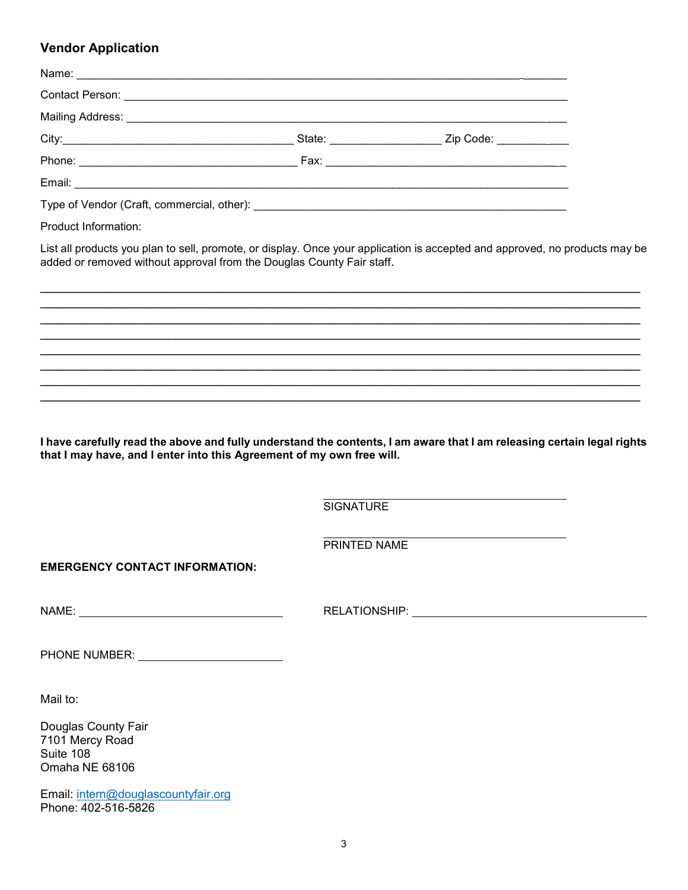### Vendor Application

Name: ___________________________________________________________________________

Contact Person: ___________________________________________________________________

Mailing Address: __________________________________________________________________

City:_____________________________________ State: _________________ Zip Code: ____________

Phone: ___________________________________ Fax: ______________________________________

Email: ____________________________________________________________________________

Type of Vendor (Craft, commercial, other): _________________________________________________

Product Information:

List all products you plan to sell, promote, or display. Once your application is accepted and approved, no products may be added or removed without approval from the Douglas County Fair staff.

_____________________________________________________________________________________________
_____________________________________________________________________________________________
_____________________________________________________________________________________________
_____________________________________________________________________________________________
_____________________________________________________________________________________________
_____________________________________________________________________________________________
_____________________________________________________________________________________________
_____________________________________________________________________________________________

**I have carefully read the above and fully understand the contents, I am aware that I am releasing certain legal rights that I may have, and I enter into this Agreement of my own free will.**

______________________________________
SIGNATURE

______________________________________
PRINTED NAME

**EMERGENCY CONTACT INFORMATION:**

NAME: ________________________________ RELATIONSHIP: ________________________________

PHONE NUMBER: ______________________

Mail to:

Douglas County Fair
7101 Mercy Road
Suite 108
Omaha NE 68106

Email: intern@douglascountyfair.org
Phone: 402-516-5826